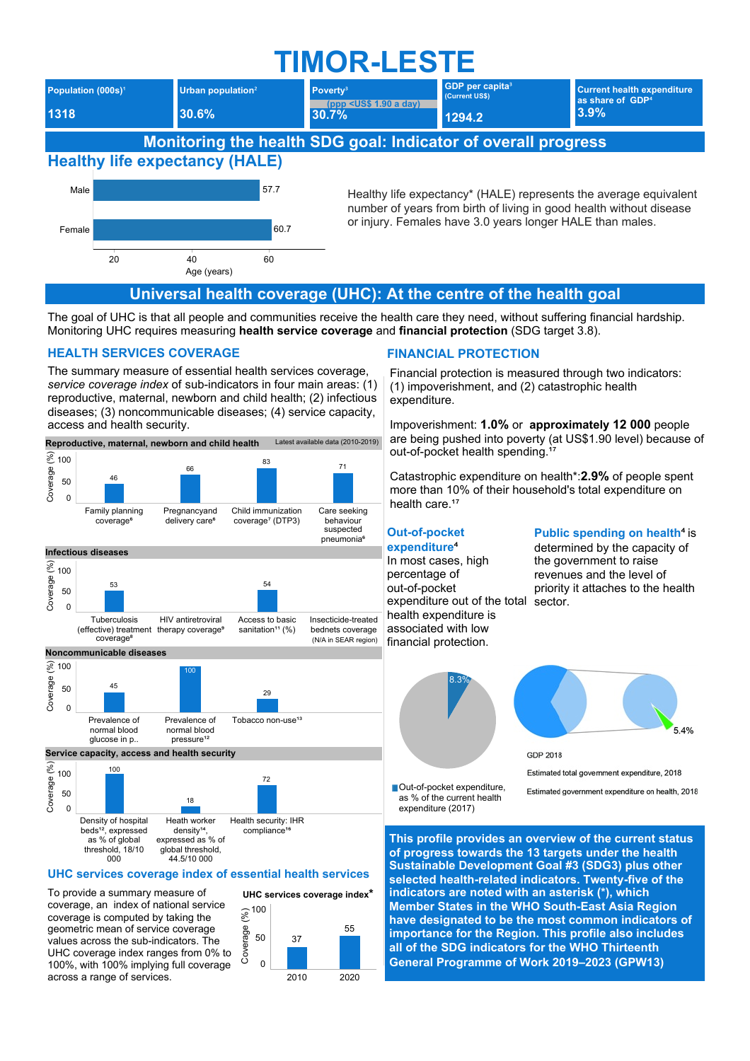# TIMOR-LESTE

| Population (000s)[1] | Urban population[2] | Poverty[3] (ppp <US$ 1.90 a day) | GDP per capita[3] (Current US$) | Current health expenditure as share of GDP[4] |
|---|---|---|---|---|
| 1318 | 30.6% | 30.7% | 1294.2 | 3.9% |

## Monitoring the health SDG goal: Indicator of overall progress

### Healthy life expectancy (HALE)

| | HALE (Age, years) |
|---|---|
| Male | 57.7 |
| Female | 60.7 |

Healthy life expectancy* (HALE) represents the average equivalent number of years from birth of living in good health without disease or injury. Females have 3.0 years longer HALE than males.

## Universal health coverage (UHC): At the centre of the health goal

The goal of UHC is that all people and communities receive the health care they need, without suffering financial hardship. Monitoring UHC requires measuring **health service coverage** and **financial protection** (SDG target 3.8).

### HEALTH SERVICES COVERAGE

The summary measure of essential health services coverage, *service coverage index* of sub-indicators in four main areas: (1) reproductive, maternal, newborn and child health; (2) infectious diseases; (3) noncommunicable diseases; (4) service capacity, access and health security.

**Reproductive, maternal, newborn and child health** (Latest available data (2010-2019))

| Indicator | Coverage (%) |
|---|---|
| Family planning coverage[6] | 46 |
| Pregnancyand delivery care[6] | 66 |
| Child immunization coverage[7] (DTP3) | 83 |
| Care seeking behaviour suspected pneumonia[6] | 71 |

**Infectious diseases**

| Indicator | Coverage (%) |
|---|---|
| Tuberculosis (effective) treatment coverage[8] | 53 |
| HIV antiretroviral therapy coverage[9] | |
| Access to basic sanitation[11] (%) | 54 |
| Insecticide-treated bednets coverage (N/A in SEAR region) | |

**Noncommunicable diseases**

| Indicator | Coverage (%) |
|---|---|
| Prevalence of normal blood glucose in p.. | 45 |
| Prevalence of normal blood pressure[12] | 100 |
| Tobacco non-use[13] | 29 |

**Service capacity, access and health security**

| Indicator | Coverage (%) |
|---|---|
| Density of hospital beds[12], expressed as % of global threshold, 18/10 000 | 100 |
| Heath worker density[14], expressed as % of global threshold, 44.5/10 000 | 18 |
| Health security: IHR compliance[16] | 72 |

### UHC services coverage index of essential health services

To provide a summary measure of coverage, an index of national service coverage is computed by taking the geometric mean of service coverage values across the sub-indicators. The UHC services coverage index ranges from 0% to 100%, with 100% implying full coverage across a range of services.

**UHC services coverage index***

| Year | Coverage (%) |
|---|---|
| 2010 | 37 |
| 2020 | 55 |

### FINANCIAL PROTECTION

Financial protection is measured through two indicators: (1) impoverishment, and (2) catastrophic health expenditure.

Impoverishment: **1.0%** or **approximately 12 000** people are being pushed into poverty (at US$1.90 level) because of out-of-pocket health spending.[17]

Catastrophic expenditure on health*:**2.9%** of people spent more than 10% of their household's total expenditure on health care.[17]

**Out-of-pocket expenditure[4]**
In most cases, high percentage of out-of-pocket expenditure out of the total health expenditure is associated with low financial protection.

**Public spending on health[4]** is determined by the capacity of the government to raise revenues and the level of priority it attaches to the health sector.

Out-of-pocket expenditure, as % of the current health expenditure (2017): 8.3%

GDP 2018; Estimated total government expenditure, 2018; Estimated government expenditure on health, 2018: 5.4%

**This profile provides an overview of the current status of progress towards the 13 targets under the health Sustainable Development Goal #3 (SDG3) plus other selected health-related indicators. Twenty-five of the indicators are noted with an asterisk (*), which Member States in the WHO South-East Asia Region have designated to be the most common indicators of importance for the Region. This profile also includes all of the SDG indicators for the WHO Thirteenth General Programme of Work 2019–2023 (GPW13)**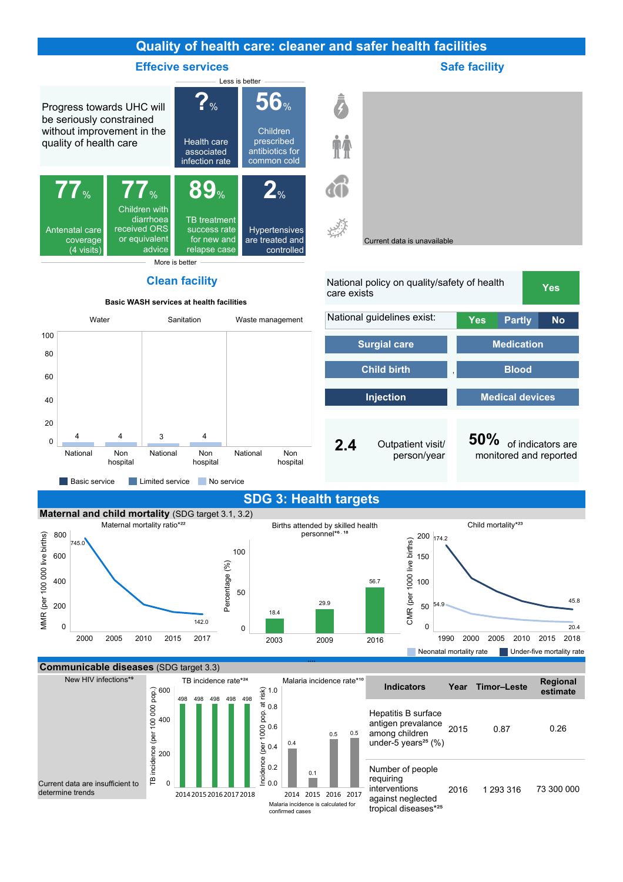# Quality of health care: cleaner and safer health facilities

## Effective services

Progress towards UHC will be seriously constrained without improvement in the quality of health care

Less is better

- **?%** Health care associated infection rate
- **56%** Children prescribed antibiotics for common cold

More is better

- **77%** Antenatal care coverage (4 visits)
- **77%** Children with diarrhoea received ORS or equivalent advice
- **89%** TB treatment success rate for new and relapse case
- **2%** Hypertensives are treated and controlled

## Safe facility

Current data is unavailable

| National policy on quality/safety of health care exists | Yes |
|---|---|

National guidelines exist: Yes | Partly | No

- Surgial care
- Medication
- Child birth
- Blood
- Injection
- Medical devices

**2.4** Outpatient visit/ person/year

**50%** of indicators are monitored and reported

## Clean facility

Basic WASH services at health facilities

| | Water | | Sanitation | | Waste management | |
|---|---|---|---|---|---|---|
| | National | Non hospital | National | Non hospital | National | Non hospital |
| Value | 4 | 4 | 3 | 4 | | |

Basic service | Limited service | No service

# SDG 3: Health targets

## Maternal and child mortality (SDG target 3.1, 3.2)

Maternal mortality ratio*[22]

| Year | MMR (per 100 000 live births) |
|---|---|
| 2000 | 745.0 |
| 2017 | 142.0 |

Births attended by skilled health personnel*[6, 18]

| Year | Percentage (%) |
|---|---|
| 2003 | 18.4 |
| 2009 | 29.9 |
| 2016 | 56.7 |

Child mortality*[23]

| | 1990 | 2018 |
|---|---|---|
| Neonatal mortality rate | 54.9 | 20.4 |
| Under-five mortality rate | 174.2 | 45.8 |

CMR (per 1000 live births)

## Communicable diseases (SDG target 3.3)

New HIV infections*[9]

Current data are insufficient to determine trends

TB incidence rate*[24]

| Year | 2014 | 2015 | 2016 | 2017 | 2018 |
|---|---|---|---|---|---|
| TB incidence (per 100 000 pop.) | 498 | 498 | 498 | 498 | 498 |

Malaria incidence rate*[10]

| Year | 2014 | 2015 | 2016 | 2017 |
|---|---|---|---|---|
| Incidence (per 1000 pop. at risk) | 0.4 | 0.1 | 0.5 | 0.5 |

Malaria incidence is calculated for confirmed cases

| Indicators | Year | Timor–Leste | Regional estimate |
|---|---|---|---|
| Hepatitis B surface antigen prevalance among children under-5 years[25] (%) | 2015 | 0.87 | 0.26 |
| Number of people requiring interventions against neglected tropical diseases*[25] | 2016 | 1 293 316 | 73 300 000 |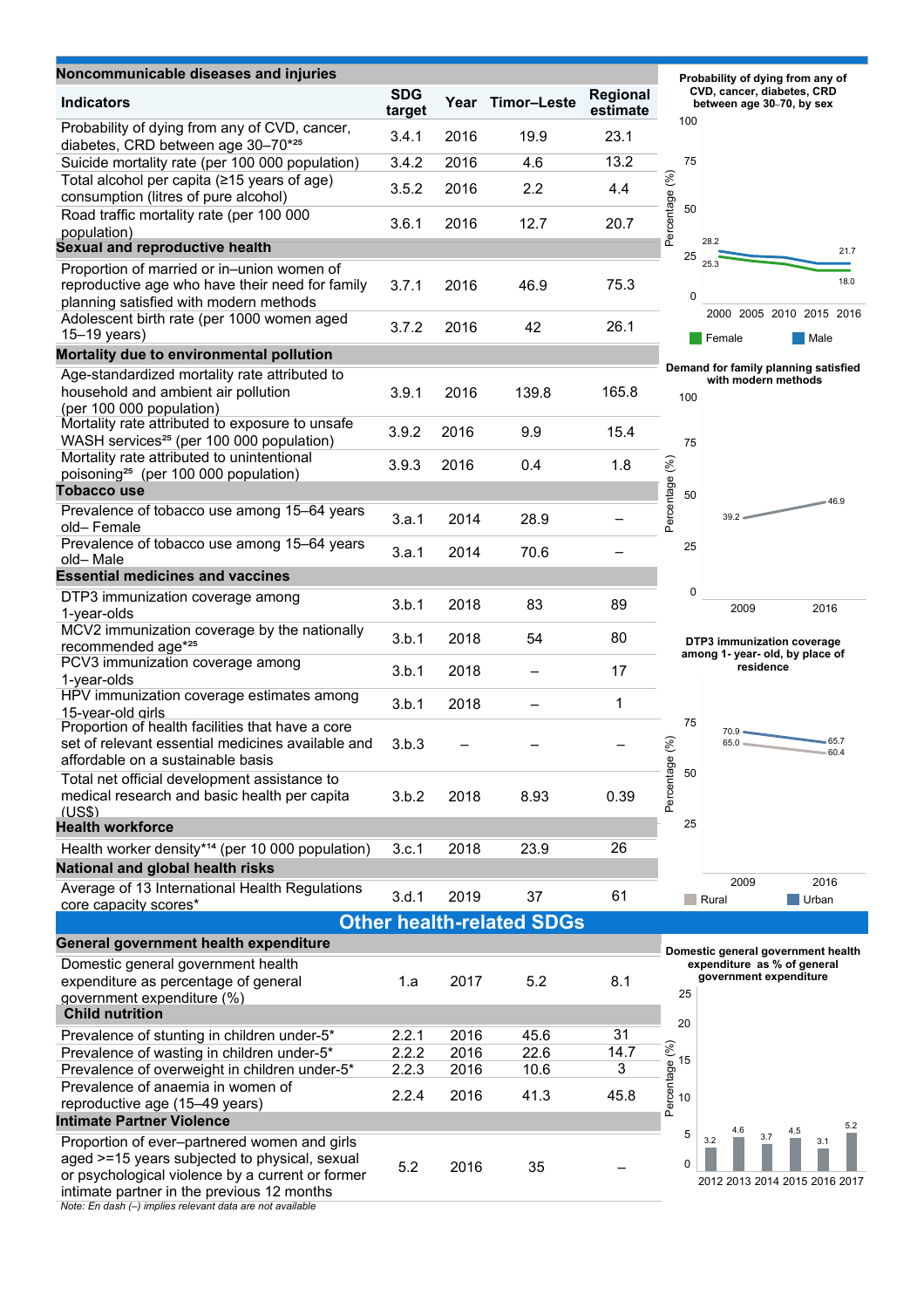## Noncommunicable diseases and injuries

| Indicators | SDG target | Year | Timor–Leste | Regional estimate |
|---|---|---|---|---|
| Probability of dying from any of CVD, cancer, diabetes, CRD between age 30–70*[25] | 3.4.1 | 2016 | 19.9 | 23.1 |
| Suicide mortality rate (per 100 000 population) | 3.4.2 | 2016 | 4.6 | 13.2 |
| Total alcohol per capita (≥15 years of age) consumption (litres of pure alcohol) | 3.5.2 | 2016 | 2.2 | 4.4 |
| Road traffic mortality rate (per 100 000 population) | 3.6.1 | 2016 | 12.7 | 20.7 |
| **Sexual and reproductive health** | | | | |
| Proportion of married or in–union women of reproductive age who have their need for family planning satisfied with modern methods | 3.7.1 | 2016 | 46.9 | 75.3 |
| Adolescent birth rate (per 1000 women aged 15–19 years) | 3.7.2 | 2016 | 42 | 26.1 |
| **Mortality due to environmental pollution** | | | | |
| Age-standardized mortality rate attributed to household and ambient air pollution (per 100 000 population) | 3.9.1 | 2016 | 139.8 | 165.8 |
| Mortality rate attributed to exposure to unsafe WASH services[25] (per 100 000 population) | 3.9.2 | 2016 | 9.9 | 15.4 |
| Mortality rate attributed to unintentional poisoning[25] (per 100 000 population) | 3.9.3 | 2016 | 0.4 | 1.8 |
| **Tobacco use** | | | | |
| Prevalence of tobacco use among 15–64 years old– Female | 3.a.1 | 2014 | 28.9 | – |
| Prevalence of tobacco use among 15–64 years old– Male | 3.a.1 | 2014 | 70.6 | – |
| **Essential medicines and vaccines** | | | | |
| DTP3 immunization coverage among 1-year-olds | 3.b.1 | 2018 | 83 | 89 |
| MCV2 immunization coverage by the nationally recommended age*[25] | 3.b.1 | 2018 | 54 | 80 |
| PCV3 immunization coverage among 1-year-olds | 3.b.1 | 2018 | – | 17 |
| HPV immunization coverage estimates among 15-year-old girls | 3.b.1 | 2018 | – | 1 |
| Proportion of health facilities that have a core set of relevant essential medicines available and affordable on a sustainable basis | 3.b.3 | – | – | – |
| Total net official development assistance to medical research and basic health per capita (US$) | 3.b.2 | 2018 | 8.93 | 0.39 |
| **Health workforce** | | | | |
| Health worker density*[14] (per 10 000 population) | 3.c.1 | 2018 | 23.9 | 26 |
| **National and global health risks** | | | | |
| Average of 13 International Health Regulations core capacity scores* | 3.d.1 | 2019 | 37 | 61 |

**Probability of dying from any of CVD, cancer, diabetes, CRD between age 30–70, by sex**

| Sex | 2000 | 2016 |
|---|---|---|
| Male | 28.2 | 21.7 |
| Female | 25.3 | 18.0 |

**Demand for family planning satisfied with modern methods**

| 2009 | 2016 |
|---|---|
| 39.2 | 46.9 |

**DTP3 immunization coverage among 1- year- old, by place of residence**

| Residence | 2009 | 2016 |
|---|---|---|
| Urban | 70.9 | 65.7 |
| Rural | 65.0 | 60.4 |

## Other health-related SDGs

| Indicators | SDG target | Year | Timor–Leste | Regional estimate |
|---|---|---|---|---|
| **General government health expenditure** | | | | |
| Domestic general government health expenditure as percentage of general government expenditure (%) | 1.a | 2017 | 5.2 | 8.1 |
| **Child nutrition** | | | | |
| Prevalence of stunting in children under-5* | 2.2.1 | 2016 | 45.6 | 31 |
| Prevalence of wasting in children under-5* | 2.2.2 | 2016 | 22.6 | 14.7 |
| Prevalence of overweight in children under-5* | 2.2.3 | 2016 | 10.6 | 3 |
| Prevalence of anaemia in women of reproductive age (15–49 years) | 2.2.4 | 2016 | 41.3 | 45.8 |
| **Intimate Partner Violence** | | | | |
| Proportion of ever–partnered women and girls aged >=15 years subjected to physical, sexual or psychological violence by a current or former intimate partner in the previous 12 months | 5.2 | 2016 | 35 | – |

**Domestic general government health expenditure as % of general government expenditure**

| 2012 | 2013 | 2014 | 2015 | 2016 | 2017 |
|---|---|---|---|---|---|
| 3.2 | 4.6 | 3.7 | 4.5 | 3.1 | 5.2 |

*Note: En dash (–) implies relevant data are not available*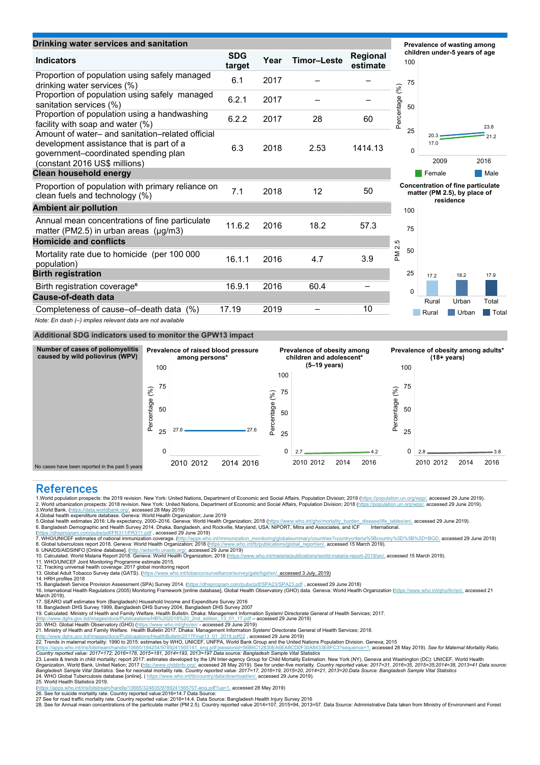| Drinking water services and sanitation | | | | |
|---|---|---|---|---|
| **Indicators** | **SDG target** | **Year** | **Timor–Leste** | **Regional estimate** |
| Proportion of population using safely managed drinking water services (%) | 6.1 | 2017 | – | – |
| Proportion of population using safely managed sanitation services (%) | 6.2.1 | 2017 | – | – |
| Proportion of population using a handwashing facility with soap and water (%) | 6.2.2 | 2017 | 28 | 60 |
| Amount of water– and sanitation–related official development assistance that is part of a government–coordinated spending plan (constant 2016 US$ millions) | 6.3 | 2018 | 2.53 | 1414.13 |
| **Clean household energy** | | | | |
| Proportion of population with primary reliance on clean fuels and technology (%) | 7.1 | 2018 | 12 | 50 |
| **Ambient air pollution** | | | | |
| Annual mean concentrations of fine particulate matter (PM2.5) in urban areas (μg/m3) | 11.6.2 | 2016 | 18.2 | 57.3 |
| **Homicide and conflicts** | | | | |
| Mortality rate due to homicide (per 100 000 population) | 16.1.1 | 2016 | 4.7 | 3.9 |
| **Birth registration** | | | | |
| Birth registration coverage[6] | 16.9.1 | 2016 | 60.4 | – |
| **Cause-of-death data** | | | | |
| Completeness of cause–of–death data (%) | 17.19 | 2019 | – | 10 |

*Note: En dash (–) implies relevant data are not available*

**Prevalence of wasting among children under-5 years of age**

Percentage (%)
100
75
50
25
0
20.3
17.0
23.8
21.2
2009
2016
Female
Male

**Concentration of fine particulate matter (PM 2.5), by place of residence**

PM 2.5
100
75
50
25
0
17.2
18.2
17.9
Rural
Urban
Total
Rural
Urban
Total

## Additional SDG indicators used to monitor the GPW13 impact

**Number of cases of poliomyelitis caused by wild poliovirus (WPV)**

No cases have been reported in the past 5 years

**Prevalence of raised blood pressure among persons***

Percentage (%)
100
75
50
25
0
27.6
27.6
2010 2012
2014 2016

**Prevalence of obesity among children and adolescent* (5–19 years)**

Percentage (%)
100
75
50
25
0
2.7
4.2
2010 2012
2014
2016

**Prevalence of obesity among adults* (18+ years)**

Percentage (%)
100
75
50
25
0
2.8
3.8
2010 2012
2014
2016

# References

1.World population prospects: the 2019 revision. New York: United Nations, Department of Economic and Social Affairs, Population Division; 2019 (https://population.un.org/wpp/, accessed 29 June 2019).
2. World urbanization prospects: 2018 revision. New York: United Nations, Department of Economic and Social Affairs, Population Division; 2018 (https://population.un.org/wpp/, accessed 29 June 2019).
3.World Bank. (https://data.worldbank.org/, accessed 28 May 2019)
4.Global health expenditure database. Geneva: World Health Organization; June 2019
5.Global health estimates 2016: Life expectancy, 2000–2016. Geneva: World Health Organization; 2018 (https://www.who.int/gho/mortality_burden_disease/life_tables/en/, accessed 29 June 2019).
6. Bangladesh Demographic and Health Survey 2014. Dhaka, Bangladesh, and Rockville, Maryland, USA: NIPORT, Mitra and Associates, and ICF International. (https://dhsprogram.com/pubs/pdf/FR311/FR311.pdf , accessed 29 June 2019)
7. WHO/UNICEF estimates of national immunization coverage. (http://apps.who.int/immunization_monitoring/globalsummary/countries?countrycriteria%5Bcountry%5D%5B%5D=BGD, accessed 29 June 2019)
8. Global tuberculosis report 2018. Geneva: World Health Organization; 2018 (https://www.who.int/tb/publications/global_report/en/, accessed 15 March 2019).
9. UNAIDS/AIDSINFO [Online database]. (http://aidsinfo.unaids.org/ accessed 29 June 2019)
10. Calculated. World Malaria Report 2018. Geneva: World Health Organization; 2018 (https://www.who.int/malaria/publications/world-malaria-report-2018/en/, accessed 15 March 2019).
11. WHO/UNICEF Joint Monitoring Programme estimate 2015.
12. Tracking universal health coverage: 2017 global monitoring report
13. Global Adult Tobacco Survey data (GATS). (https://www.who.int/tobacco/surveillance/survey/gats/bgd/en/, accessed 3 July, 2019)
14. HRH profiles 2018
15. Bangladesh Service Provision Assessment (SPA) Survey 2014. (https://dhsprogram.com/pubs/pdf/SPA23/SPA23.pdf , accessed 29 June 2018)
16. International Health Regulations (2005) Monitoring Framework [online database], Global Health Observatory (GHO) data. Geneva: World Health Organization (https://www.who.int/gho/ihr/en/, accessed 21 March 2019).
17. SEARO staff estimates from (Bangladesh) Household Income and Expenditure Survey 2016
18. Bangladesh DHS Survey 1999, Bangladesh DHS Survey 2004, Bangladesh DHS Survey 2007
19. Calculated. Ministry of Health and Family Welfare. Health Bulletin. Dhaka: Management Information System/ Directorate General of Health Services; 2017. (http://www.dghs.gov.bd/images/docs/Publicaations/HB%202016%20_2nd_edition_13_01_17.pdf – accessed 29 June 2019)
20. WHO. Global Health Observatory (GHO) (https://www.who.int/gho/en/ - accessed 29 June 2019)
21. Ministry of Health and Family Welfare. Health Bulletin 2017. Dhaka: Management Information System/ Directorate General of Health Services; 2018. (http://www.dghs.gov.bd/images/docs/Publicaations/HealthBulletin2017Final13_01_2018.pdf22 , accessed 29 June 2019)
22. Trends in maternal mortality: 1990 to 2015: estimates by WHO, UNICEF, UNFPA, World Bank Group and the United Nations Population Division. Geneva; 2015 (https://apps.who.int/iris/bitstream/handle/10665/194254/9789241565141_eng.pdf;jsessionid=56B6C12830EA6EA8CD0F30A8433E8FC3?sequence=1, accessed 28 May 2019). *See for Maternal Mortality Ratio. Country reported value: 2017=172; 2016=178, 2015=181, 2014=193, 2013=197 Data source: Bangladesh Sample Vital Statistics*
23. Levels & trends in child mortality: report 2017: estimates developed by the UN Inter-agency Group for Child Mortality Estimation. New York (NY), Geneva and Washington (DC): UNICEF, World Health Organization, World Bank, United Nation; 2017 (http://www.childinfo.org/, accessed 28 May 2019). See for under-five mortality. *Country reported value: 2017=31, 2016=35, 2015=35;2014=38, 2013=41 Data source: Bangladesh Sample Vital Statistics.* See for neonatal mortality rate. *Country reported value: 2017=17, 2016=19, 2015=20, 2014=21, 2013=20.Data Source: Bangladesh Sample Vital Statistics*
24. WHO Global Tuberculosis database [online]. ( https://www.who.int/tb/country/data/download/en/, accessed 29 June 2019).
25. World Health Statistics 2019. (https://apps.who.int/iris/bitstream/handle/10665/324835/9789241565707-eng.pdf?ua=1, accessed 28 May 2019)
26. See for suicide mortality rate. Country reported value:2016=14.7 Data Source:
27 See for road traffic mortality rate. Country reported value: 2016=14.4. Data Source: Bangladesh Health Injury Survey 2016
28. See for Annual mean concentrations of the particulate matter (PM 2.5). Country reported value 2014=107, 2015=94, 2013=57. Data Source: Administrative Data taken from Ministry of Environment and Forest